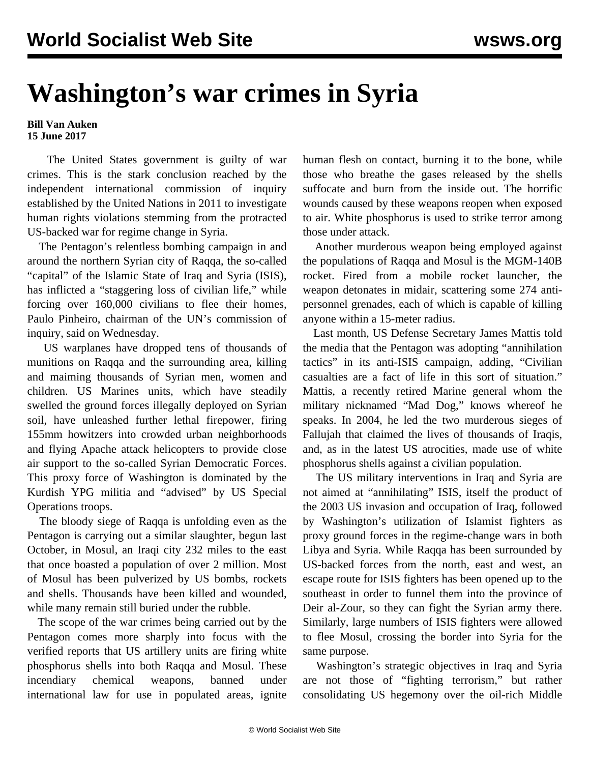# Washington's war crimes in Syria

**Bill Van Auken**
**15 June 2017**

The United States government is guilty of war crimes. This is the stark conclusion reached by the independent international commission of inquiry established by the United Nations in 2011 to investigate human rights violations stemming from the protracted US-backed war for regime change in Syria.

The Pentagon's relentless bombing campaign in and around the northern Syrian city of Raqqa, the so-called "capital" of the Islamic State of Iraq and Syria (ISIS), has inflicted a "staggering loss of civilian life," while forcing over 160,000 civilians to flee their homes, Paulo Pinheiro, chairman of the UN's commission of inquiry, said on Wednesday.

US warplanes have dropped tens of thousands of munitions on Raqqa and the surrounding area, killing and maiming thousands of Syrian men, women and children. US Marines units, which have steadily swelled the ground forces illegally deployed on Syrian soil, have unleashed further lethal firepower, firing 155mm howitzers into crowded urban neighborhoods and flying Apache attack helicopters to provide close air support to the so-called Syrian Democratic Forces. This proxy force of Washington is dominated by the Kurdish YPG militia and "advised" by US Special Operations troops.

The bloody siege of Raqqa is unfolding even as the Pentagon is carrying out a similar slaughter, begun last October, in Mosul, an Iraqi city 232 miles to the east that once boasted a population of over 2 million. Most of Mosul has been pulverized by US bombs, rockets and shells. Thousands have been killed and wounded, while many remain still buried under the rubble.

The scope of the war crimes being carried out by the Pentagon comes more sharply into focus with the verified reports that US artillery units are firing white phosphorus shells into both Raqqa and Mosul. These incendiary chemical weapons, banned under international law for use in populated areas, ignite human flesh on contact, burning it to the bone, while those who breathe the gases released by the shells suffocate and burn from the inside out. The horrific wounds caused by these weapons reopen when exposed to air. White phosphorus is used to strike terror among those under attack.

Another murderous weapon being employed against the populations of Raqqa and Mosul is the MGM-140B rocket. Fired from a mobile rocket launcher, the weapon detonates in midair, scattering some 274 anti-personnel grenades, each of which is capable of killing anyone within a 15-meter radius.

Last month, US Defense Secretary James Mattis told the media that the Pentagon was adopting "annihilation tactics" in its anti-ISIS campaign, adding, "Civilian casualties are a fact of life in this sort of situation." Mattis, a recently retired Marine general whom the military nicknamed "Mad Dog," knows whereof he speaks. In 2004, he led the two murderous sieges of Fallujah that claimed the lives of thousands of Iraqis, and, as in the latest US atrocities, made use of white phosphorus shells against a civilian population.

The US military interventions in Iraq and Syria are not aimed at "annihilating" ISIS, itself the product of the 2003 US invasion and occupation of Iraq, followed by Washington's utilization of Islamist fighters as proxy ground forces in the regime-change wars in both Libya and Syria. While Raqqa has been surrounded by US-backed forces from the north, east and west, an escape route for ISIS fighters has been opened up to the southeast in order to funnel them into the province of Deir al-Zour, so they can fight the Syrian army there. Similarly, large numbers of ISIS fighters were allowed to flee Mosul, crossing the border into Syria for the same purpose.

Washington's strategic objectives in Iraq and Syria are not those of "fighting terrorism," but rather consolidating US hegemony over the oil-rich Middle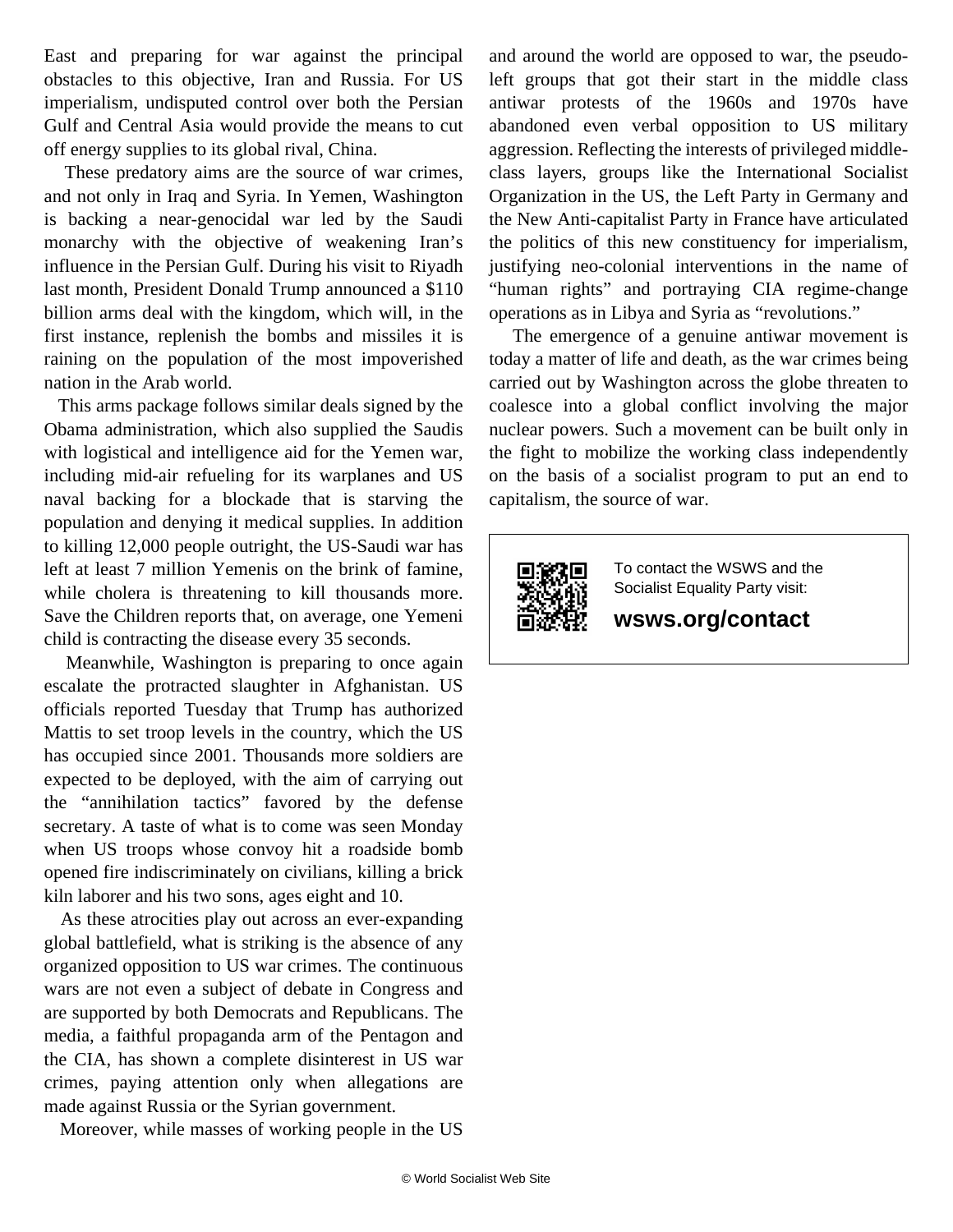East and preparing for war against the principal obstacles to this objective, Iran and Russia. For US imperialism, undisputed control over both the Persian Gulf and Central Asia would provide the means to cut off energy supplies to its global rival, China.

These predatory aims are the source of war crimes, and not only in Iraq and Syria. In Yemen, Washington is backing a near-genocidal war led by the Saudi monarchy with the objective of weakening Iran's influence in the Persian Gulf. During his visit to Riyadh last month, President Donald Trump announced a $110 billion arms deal with the kingdom, which will, in the first instance, replenish the bombs and missiles it is raining on the population of the most impoverished nation in the Arab world.

This arms package follows similar deals signed by the Obama administration, which also supplied the Saudis with logistical and intelligence aid for the Yemen war, including mid-air refueling for its warplanes and US naval backing for a blockade that is starving the population and denying it medical supplies. In addition to killing 12,000 people outright, the US-Saudi war has left at least 7 million Yemenis on the brink of famine, while cholera is threatening to kill thousands more. Save the Children reports that, on average, one Yemeni child is contracting the disease every 35 seconds.

Meanwhile, Washington is preparing to once again escalate the protracted slaughter in Afghanistan. US officials reported Tuesday that Trump has authorized Mattis to set troop levels in the country, which the US has occupied since 2001. Thousands more soldiers are expected to be deployed, with the aim of carrying out the "annihilation tactics" favored by the defense secretary. A taste of what is to come was seen Monday when US troops whose convoy hit a roadside bomb opened fire indiscriminately on civilians, killing a brick kiln laborer and his two sons, ages eight and 10.

As these atrocities play out across an ever-expanding global battlefield, what is striking is the absence of any organized opposition to US war crimes. The continuous wars are not even a subject of debate in Congress and are supported by both Democrats and Republicans. The media, a faithful propaganda arm of the Pentagon and the CIA, has shown a complete disinterest in US war crimes, paying attention only when allegations are made against Russia or the Syrian government.

Moreover, while masses of working people in the US and around the world are opposed to war, the pseudo-left groups that got their start in the middle class antiwar protests of the 1960s and 1970s have abandoned even verbal opposition to US military aggression. Reflecting the interests of privileged middle-class layers, groups like the International Socialist Organization in the US, the Left Party in Germany and the New Anti-capitalist Party in France have articulated the politics of this new constituency for imperialism, justifying neo-colonial interventions in the name of "human rights" and portraying CIA regime-change operations as in Libya and Syria as "revolutions."

The emergence of a genuine antiwar movement is today a matter of life and death, as the war crimes being carried out by Washington across the globe threaten to coalesce into a global conflict involving the major nuclear powers. Such a movement can be built only in the fight to mobilize the working class independently on the basis of a socialist program to put an end to capitalism, the source of war.

To contact the WSWS and the Socialist Equality Party visit:

**wsws.org/contact**